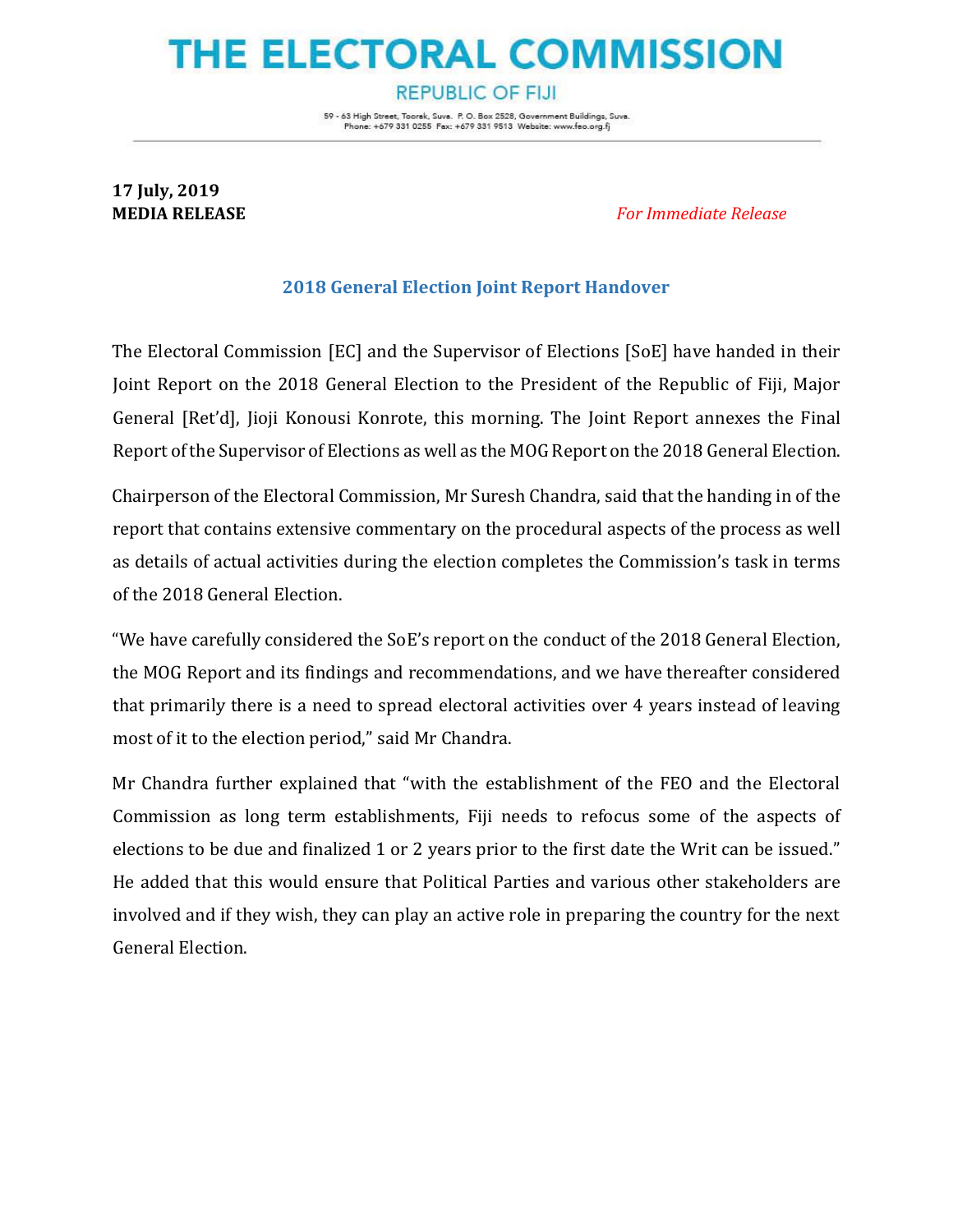# THE ELECTORAL COMMISSION

REPUBLIC OF FIJI

59 - 63 High Street, Toorak, Suva. P. O. Box 2528, Government Buildings, Suva.
Phone: +679 331 0255 Fax: +679 331 9513 Website: www.feo.org.fj

**17 July, 2019**
**MEDIA RELEASE** *For Immediate Release*

## 2018 General Election Joint Report Handover

The Electoral Commission [EC] and the Supervisor of Elections [SoE] have handed in their Joint Report on the 2018 General Election to the President of the Republic of Fiji, Major General [Ret'd], Jioji Konousi Konrote, this morning. The Joint Report annexes the Final Report of the Supervisor of Elections as well as the MOG Report on the 2018 General Election.

Chairperson of the Electoral Commission, Mr Suresh Chandra, said that the handing in of the report that contains extensive commentary on the procedural aspects of the process as well as details of actual activities during the election completes the Commission's task in terms of the 2018 General Election.

"We have carefully considered the SoE's report on the conduct of the 2018 General Election, the MOG Report and its findings and recommendations, and we have thereafter considered that primarily there is a need to spread electoral activities over 4 years instead of leaving most of it to the election period," said Mr Chandra.

Mr Chandra further explained that "with the establishment of the FEO and the Electoral Commission as long term establishments, Fiji needs to refocus some of the aspects of elections to be due and finalized 1 or 2 years prior to the first date the Writ can be issued." He added that this would ensure that Political Parties and various other stakeholders are involved and if they wish, they can play an active role in preparing the country for the next General Election.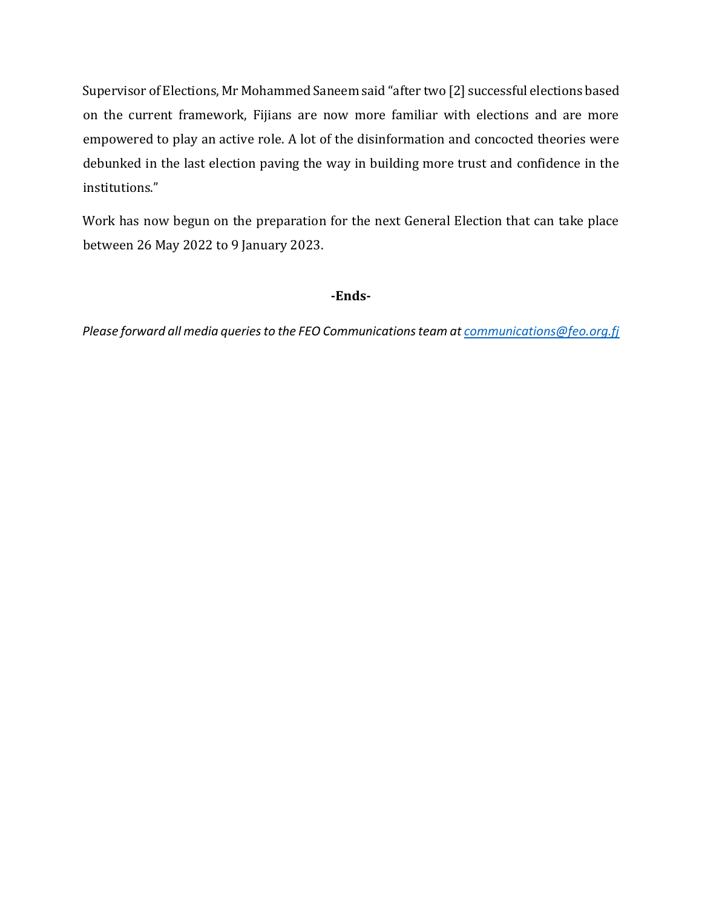Supervisor of Elections, Mr Mohammed Saneem said "after two [2] successful elections based on the current framework, Fijians are now more familiar with elections and are more empowered to play an active role. A lot of the disinformation and concocted theories were debunked in the last election paving the way in building more trust and confidence in the institutions."

Work has now begun on the preparation for the next General Election that can take place between 26 May 2022 to 9 January 2023.

**-Ends-**

*Please forward all media queries to the FEO Communications team at communications@feo.org.fj*